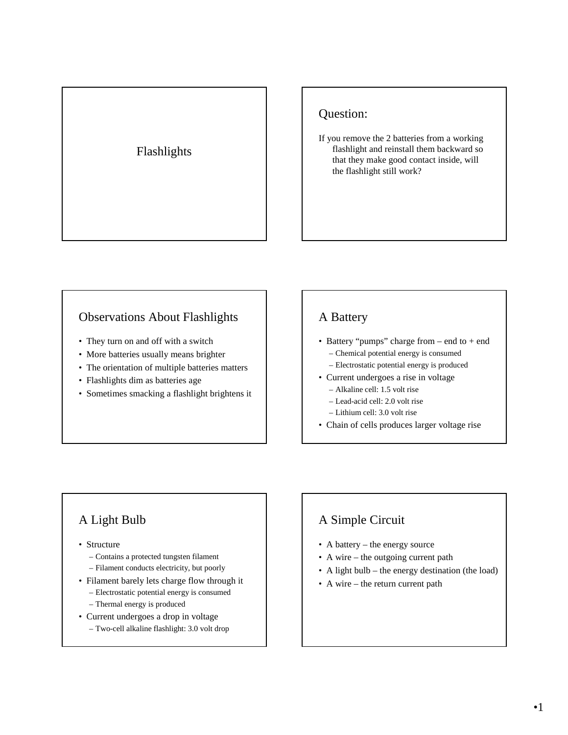# Flashlights

## Question:

If you remove the 2 batteries from a working flashlight and reinstall them backward so that they make good contact inside, will the flashlight still work?

## Observations About Flashlights

- They turn on and off with a switch
- More batteries usually means brighter
- The orientation of multiple batteries matters
- Flashlights dim as batteries age
- Sometimes smacking a flashlight brightens it

## A Battery

- Battery "pumps" charge from – end to + end
  - Chemical potential energy is consumed
  - Electrostatic potential energy is produced
- Current undergoes a rise in voltage
  - Alkaline cell: 1.5 volt rise
  - Lead-acid cell: 2.0 volt rise
  - Lithium cell: 3.0 volt rise
- Chain of cells produces larger voltage rise

## A Light Bulb

- Structure
  - Contains a protected tungsten filament
  - Filament conducts electricity, but poorly
- Filament barely lets charge flow through it
  - Electrostatic potential energy is consumed
  - Thermal energy is produced
- Current undergoes a drop in voltage
  - Two-cell alkaline flashlight: 3.0 volt drop

## A Simple Circuit

- A battery – the energy source
- A wire – the outgoing current path
- A light bulb – the energy destination (the load)
- A wire – the return current path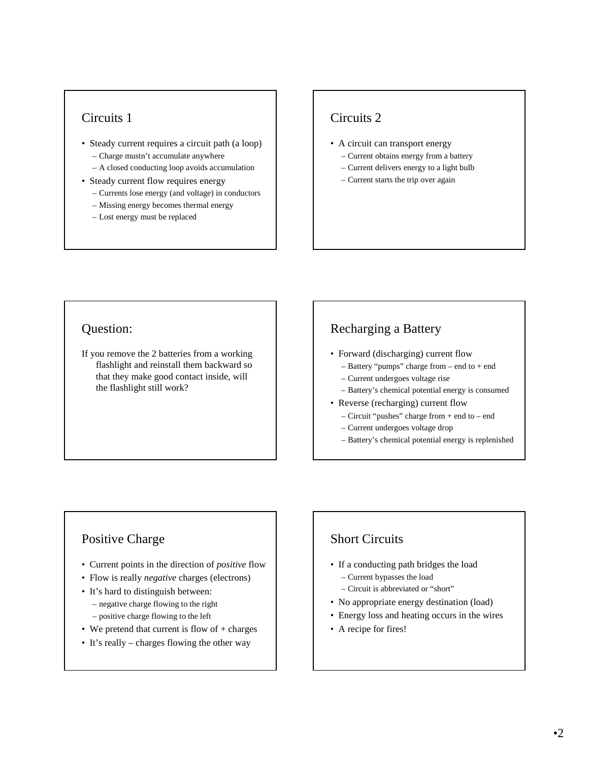## Circuits 1

- Steady current requires a circuit path (a loop)
  - Charge mustn't accumulate anywhere
  - A closed conducting loop avoids accumulation
- Steady current flow requires energy
  - Currents lose energy (and voltage) in conductors
  - Missing energy becomes thermal energy
  - Lost energy must be replaced

## Circuits 2

- A circuit can transport energy
  - Current obtains energy from a battery
  - Current delivers energy to a light bulb
  - Current starts the trip over again

## Question:

If you remove the 2 batteries from a working flashlight and reinstall them backward so that they make good contact inside, will the flashlight still work?

## Recharging a Battery

- Forward (discharging) current flow
  - Battery "pumps" charge from – end to + end
  - Current undergoes voltage rise
  - Battery's chemical potential energy is consumed
- Reverse (recharging) current flow
  - Circuit "pushes" charge from + end to – end
  - Current undergoes voltage drop
  - Battery's chemical potential energy is replenished

## Positive Charge

- Current points in the direction of *positive* flow
- Flow is really *negative* charges (electrons)
- It's hard to distinguish between:
  - negative charge flowing to the right
  - positive charge flowing to the left
- We pretend that current is flow of + charges
- It's really – charges flowing the other way

## Short Circuits

- If a conducting path bridges the load
  - Current bypasses the load
  - Circuit is abbreviated or "short"
- No appropriate energy destination (load)
- Energy loss and heating occurs in the wires
- A recipe for fires!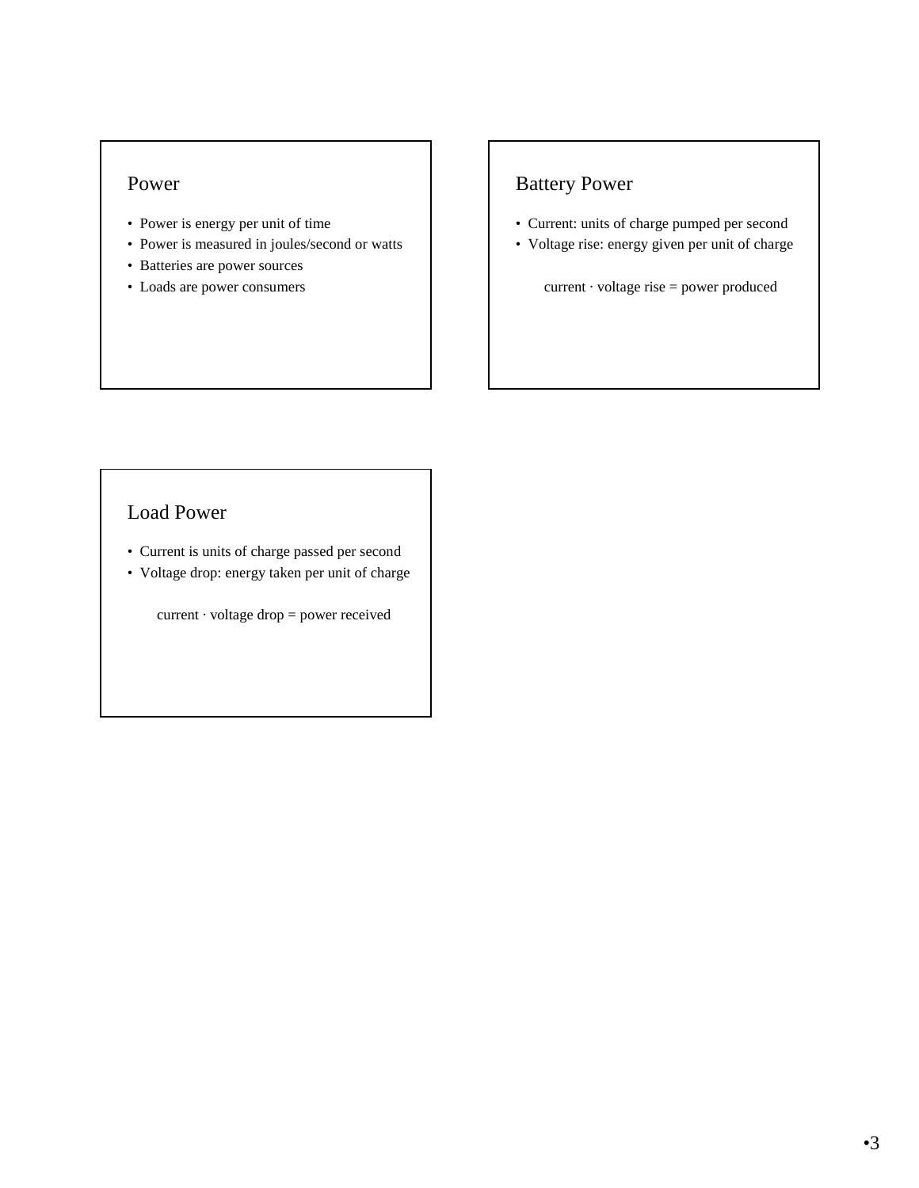## Power

- Power is energy per unit of time
- Power is measured in joules/second or watts
- Batteries are power sources
- Loads are power consumers

## Battery Power

- Current: units of charge pumped per second
- Voltage rise: energy given per unit of charge

current · voltage rise = power produced

## Load Power

- Current is units of charge passed per second
- Voltage drop: energy taken per unit of charge

current · voltage drop = power received